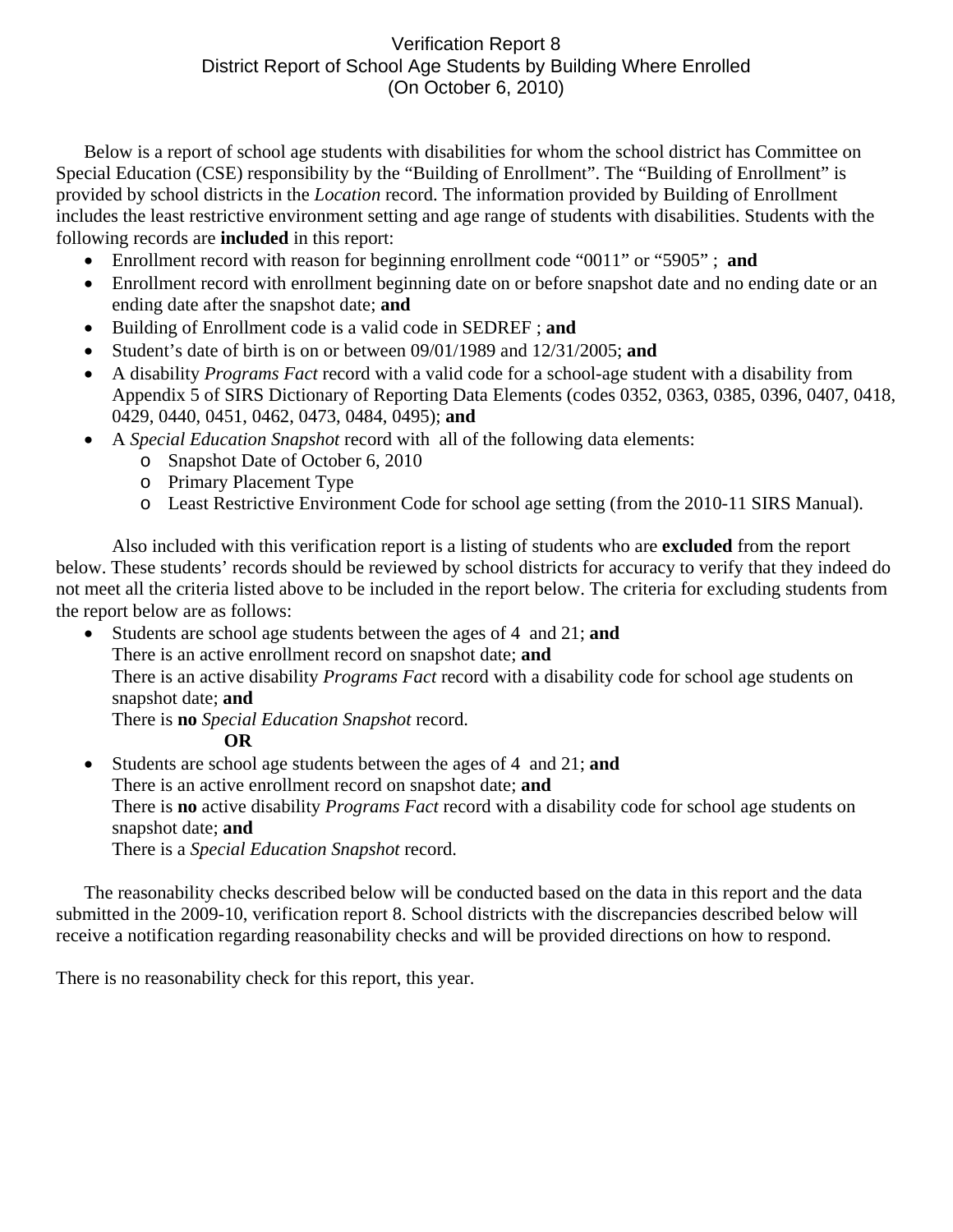# Verification Report 8
## District Report of School Age Students by Building Where Enrolled
### (On October 6, 2010)

Below is a report of school age students with disabilities for whom the school district has Committee on Special Education (CSE) responsibility by the "Building of Enrollment". The "Building of Enrollment" is provided by school districts in the *Location* record. The information provided by Building of Enrollment includes the least restrictive environment setting and age range of students with disabilities. Students with the following records are **included** in this report:

- Enrollment record with reason for beginning enrollment code "0011" or "5905" ; **and**
- Enrollment record with enrollment beginning date on or before snapshot date and no ending date or an ending date after the snapshot date; **and**
- Building of Enrollment code is a valid code in SEDREF ; **and**
- Student's date of birth is on or between 09/01/1989 and 12/31/2005; **and**
- A disability *Programs Fact* record with a valid code for a school-age student with a disability from Appendix 5 of SIRS Dictionary of Reporting Data Elements (codes 0352, 0363, 0385, 0396, 0407, 0418, 0429, 0440, 0451, 0462, 0473, 0484, 0495); **and**
- A *Special Education Snapshot* record with all of the following data elements:
  - Snapshot Date of October 6, 2010
  - Primary Placement Type
  - Least Restrictive Environment Code for school age setting (from the 2010-11 SIRS Manual).

Also included with this verification report is a listing of students who are **excluded** from the report below. These students' records should be reviewed by school districts for accuracy to verify that they indeed do not meet all the criteria listed above to be included in the report below. The criteria for excluding students from the report below are as follows:

- Students are school age students between the ages of 4 and 21; **and**
  There is an active enrollment record on snapshot date; **and**
  There is an active disability *Programs Fact* record with a disability code for school age students on snapshot date; **and**
  There is **no** *Special Education Snapshot* record.

  **OR**

- Students are school age students between the ages of 4 and 21; **and**
  There is an active enrollment record on snapshot date; **and**
  There is **no** active disability *Programs Fact* record with a disability code for school age students on snapshot date; **and**
  There is a *Special Education Snapshot* record.

The reasonability checks described below will be conducted based on the data in this report and the data submitted in the 2009-10, verification report 8. School districts with the discrepancies described below will receive a notification regarding reasonability checks and will be provided directions on how to respond.

There is no reasonability check for this report, this year.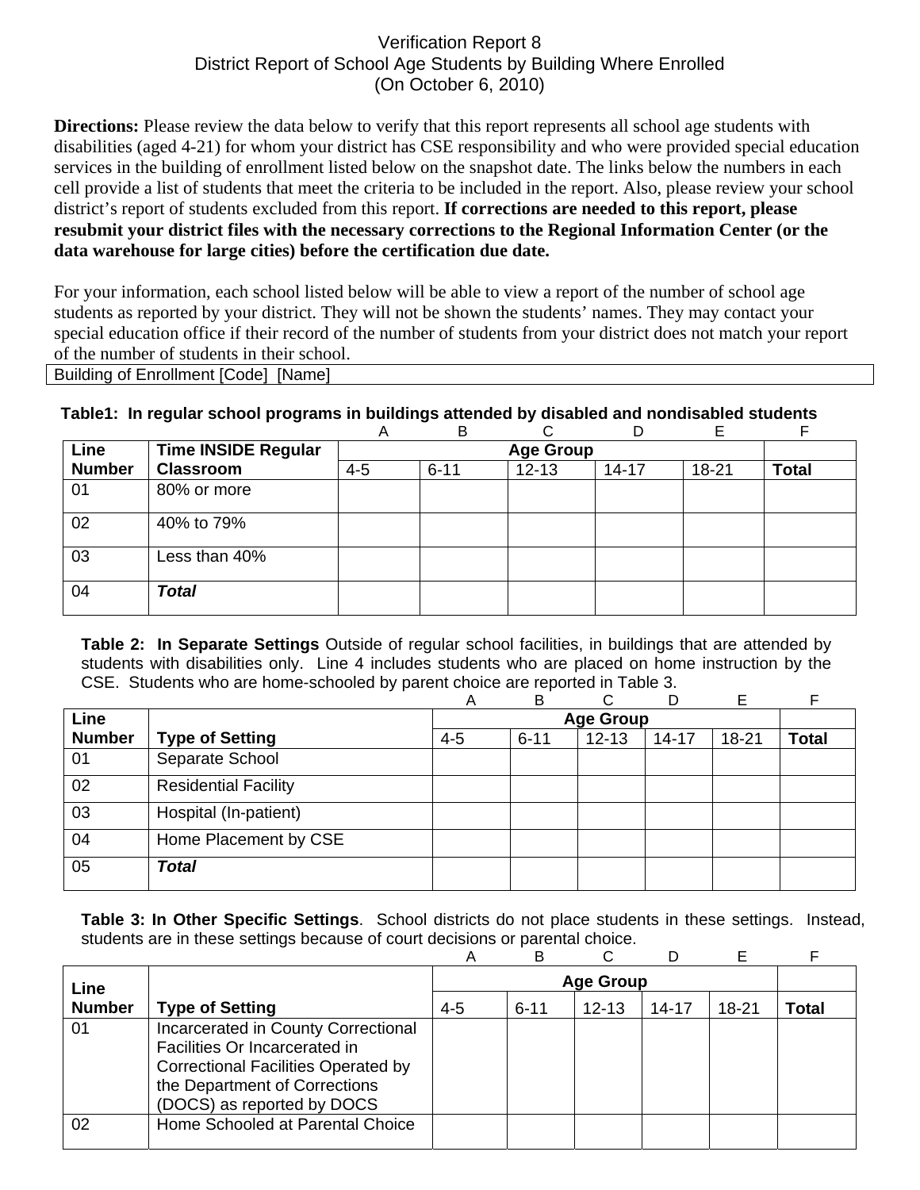Verification Report 8
District Report of School Age Students by Building Where Enrolled
(On October 6, 2010)

**Directions:** Please review the data below to verify that this report represents all school age students with disabilities (aged 4-21) for whom your district has CSE responsibility and who were provided special education services in the building of enrollment listed below on the snapshot date. The links below the numbers in each cell provide a list of students that meet the criteria to be included in the report. Also, please review your school district's report of students excluded from this report. **If corrections are needed to this report, please resubmit your district files with the necessary corrections to the Regional Information Center (or the data warehouse for large cities) before the certification due date.**

For your information, each school listed below will be able to view a report of the number of school age students as reported by your district. They will not be shown the students' names. They may contact your special education office if their record of the number of students from your district does not match your report of the number of students in their school.

| Building of Enrollment [Code] [Name] |
|---|

**Table1: In regular school programs in buildings attended by disabled and nondisabled students**

| | | A | B | C | D | E | F |
|---|---|---|---|---|---|---|---|
| **Line Number** | **Time INSIDE Regular Classroom** | **Age Group** | | | | | |
| | | 4-5 | 6-11 | 12-13 | 14-17 | 18-21 | **Total** |
| 01 | 80% or more | | | | | | |
| 02 | 40% to 79% | | | | | | |
| 03 | Less than 40% | | | | | | |
| 04 | ***Total*** | | | | | | |

**Table 2: In Separate Settings** Outside of regular school facilities, in buildings that are attended by students with disabilities only. Line 4 includes students who are placed on home instruction by the CSE. Students who are home-schooled by parent choice are reported in Table 3.

| | | A | B | C | D | E | F |
|---|---|---|---|---|---|---|---|
| **Line Number** | **Type of Setting** | **Age Group** | | | | | |
| | | 4-5 | 6-11 | 12-13 | 14-17 | 18-21 | **Total** |
| 01 | Separate School | | | | | | |
| 02 | Residential Facility | | | | | | |
| 03 | Hospital (In-patient) | | | | | | |
| 04 | Home Placement by CSE | | | | | | |
| 05 | ***Total*** | | | | | | |

**Table 3: In Other Specific Settings**. School districts do not place students in these settings. Instead, students are in these settings because of court decisions or parental choice.

| | | A | B | C | D | E | F |
|---|---|---|---|---|---|---|---|
| **Line Number** | **Type of Setting** | **Age Group** | | | | | |
| | | 4-5 | 6-11 | 12-13 | 14-17 | 18-21 | **Total** |
| 01 | Incarcerated in County Correctional Facilities Or Incarcerated in Correctional Facilities Operated by the Department of Corrections (DOCS) as reported by DOCS | | | | | | |
| 02 | Home Schooled at Parental Choice | | | | | | |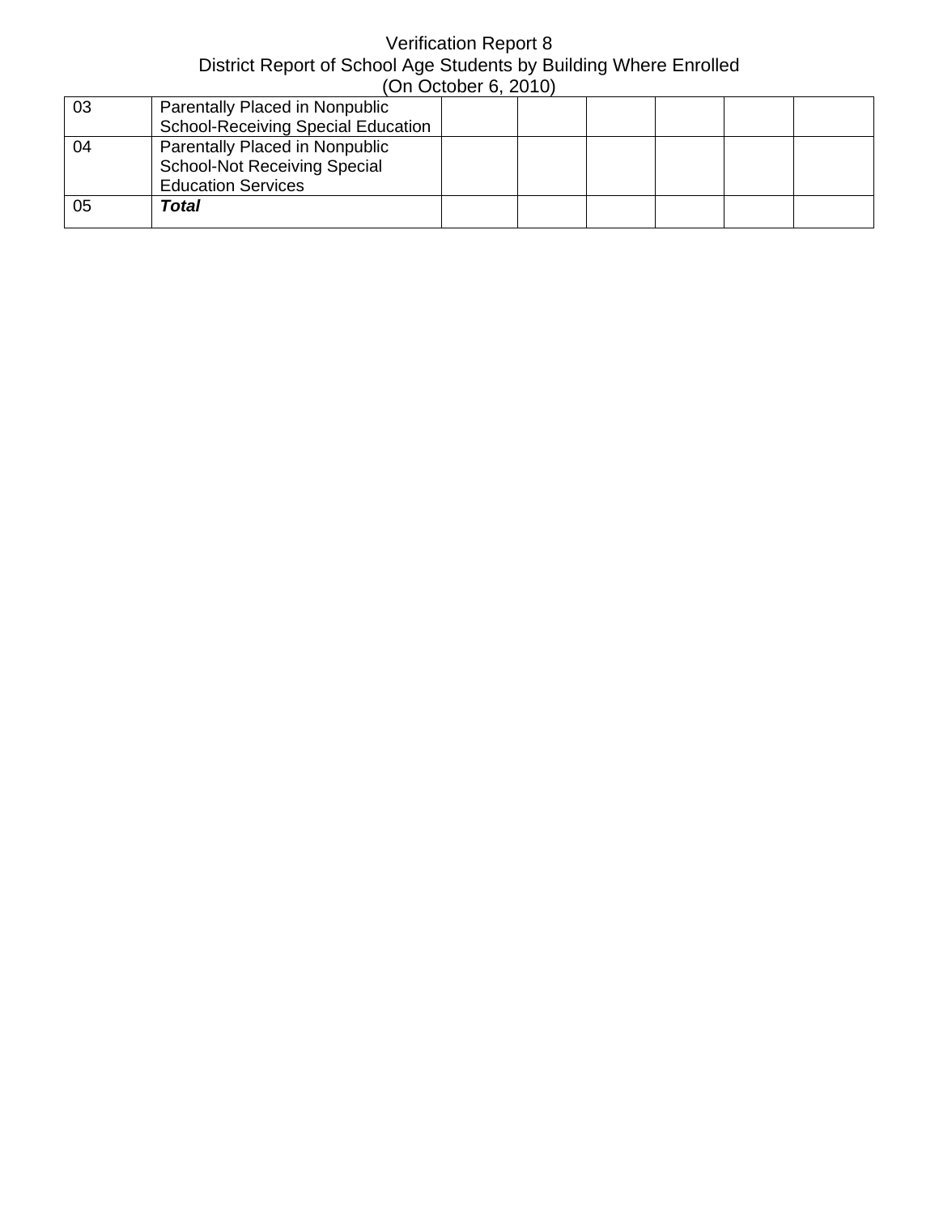Verification Report 8
District Report of School Age Students by Building Where Enrolled
(On October 6, 2010)

| | | | | | | | |
|---|---|---|---|---|---|---|---|
| 03 | Parentally Placed in Nonpublic School-Receiving Special Education | | | | | | |
| 04 | Parentally Placed in Nonpublic School-Not Receiving Special Education Services | | | | | | |
| 05 | ***Total*** | | | | | | |